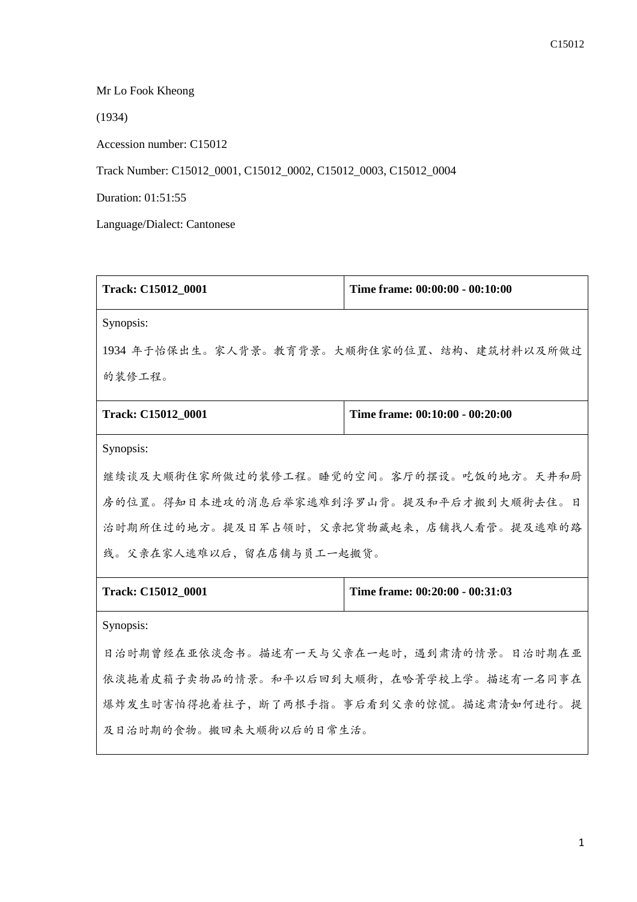Mr Lo Fook Kheong

(1934)

Accession number: C15012

Track Number: C15012_0001, C15012_0002, C15012_0003, C15012_0004

Duration: 01:51:55

Language/Dialect: Cantonese

| Track: C15012_0001 | Time frame: 00:00:00 - 00:10:00 |
|---|---|
| Synopsis:<br>1934 年于怡保出生。家人背景。教育背景。大顺街住家的位置、结构、建筑材料以及所做过的装修工程。 | |
| **Track: C15012_0001** | **Time frame: 00:10:00 - 00:20:00** |
| Synopsis:<br>继续谈及大顺街住家所做过的装修工程。睡觉的空间。客厅的摆设。吃饭的地方。天井和厨房的位置。得知日本进攻的消息后举家逃难到浮罗山背。提及和平后才搬到大顺街去住。日治时期所住过的地方。提及日军占领时，父亲把货物藏起来，店铺找人看管。提及逃难的路线。父亲在家人逃难以后，留在店铺与员工一起搬货。 | |
| **Track: C15012_0001** | **Time frame: 00:20:00 - 00:31:03** |
| Synopsis:<br>日治时期曾经在亚依淡念书。描述有一天与父亲在一起时，遇到肃清的情景。日治时期在亚依淡拖着皮箱子卖物品的情景。和平以后回到大顺街，在哈菁学校上学。描述有一名同事在爆炸发生时害怕得抱着柱子，断了两根手指。事后看到父亲的惊慌。描述肃清如何进行。提及日治时期的食物。搬回来大顺街以后的日常生活。 | |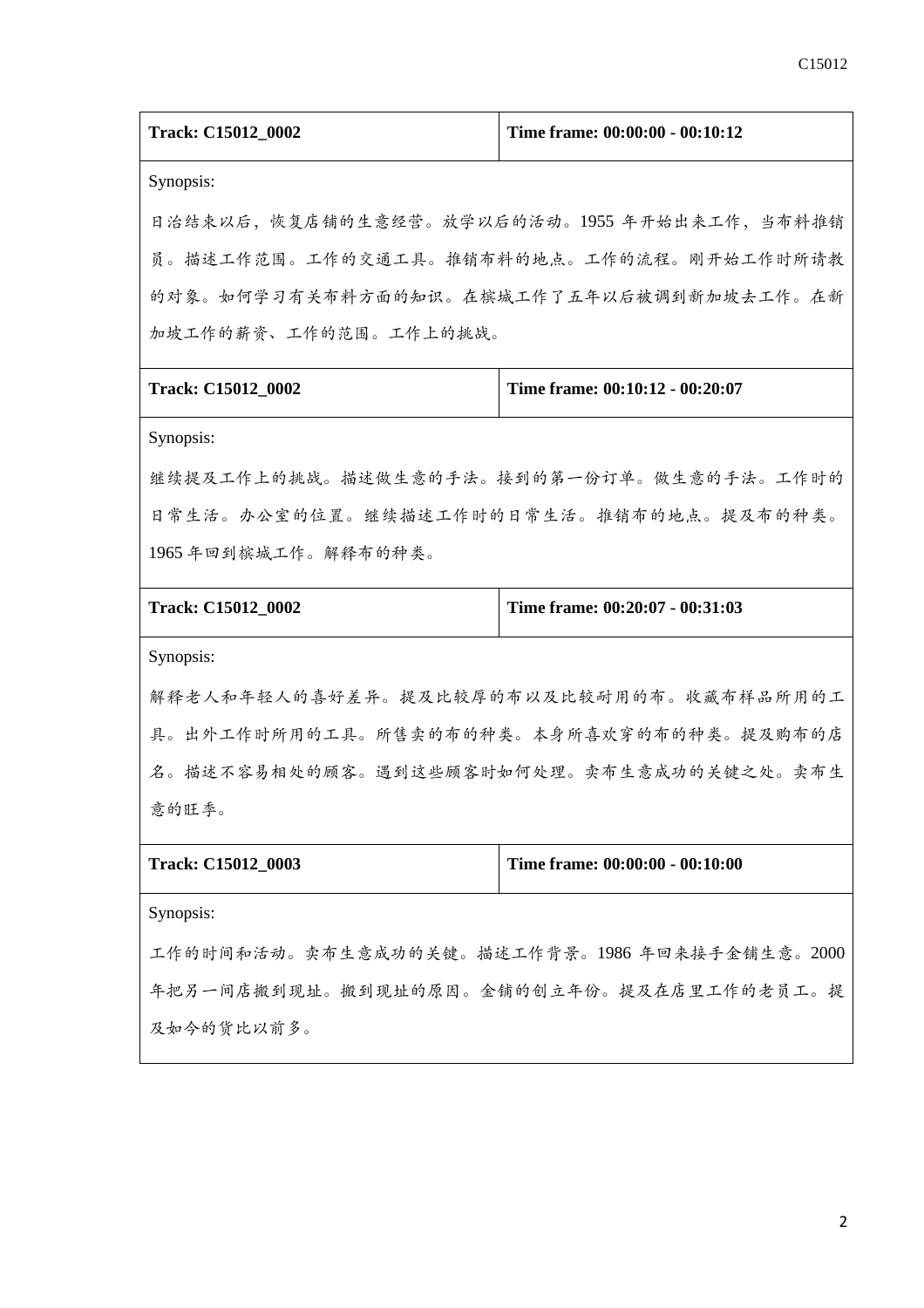| Track: C15012_0002 | Time frame: 00:00:00 - 00:10:12 |
| --- | --- |
| Synopsis: 日治结束以后，恢复店铺的生意经营。放学以后的活动。1955 年开始出来工作，当布料推销员。描述工作范围。工作的交通工具。推销布料的地点。工作的流程。刚开始工作时所请教的对象。如何学习有关布料方面的知识。在槟城工作了五年以后被调到新加坡去工作。在新加坡工作的薪资、工作的范围。工作上的挑战。 | |

| Track: C15012_0002 | Time frame: 00:10:12 - 00:20:07 |
| --- | --- |
| Synopsis: 继续提及工作上的挑战。描述做生意的手法。接到的第一份订单。做生意的手法。工作时的日常生活。办公室的位置。继续描述工作时的日常生活。推销布的地点。提及布的种类。1965 年回到槟城工作。解释布的种类。 | |

| Track: C15012_0002 | Time frame: 00:20:07 - 00:31:03 |
| --- | --- |
| Synopsis: 解释老人和年轻人的喜好差异。提及比较厚的布以及比较耐用的布。收藏布样品所用的工具。出外工作时所用的工具。所售卖的布的种类。本身所喜欢穿的布的种类。提及购布的店名。描述不容易相处的顾客。遇到这些顾客时如何处理。卖布生意成功的关键之处。卖布生意的旺季。 | |

| Track: C15012_0003 | Time frame: 00:00:00 - 00:10:00 |
| --- | --- |
| Synopsis: 工作的时间和活动。卖布生意成功的关键。描述工作背景。1986 年回来接手金铺生意。2000 年把另一间店搬到现址。搬到现址的原因。金铺的创立年份。提及在店里工作的老员工。提及如今的货比以前多。 | |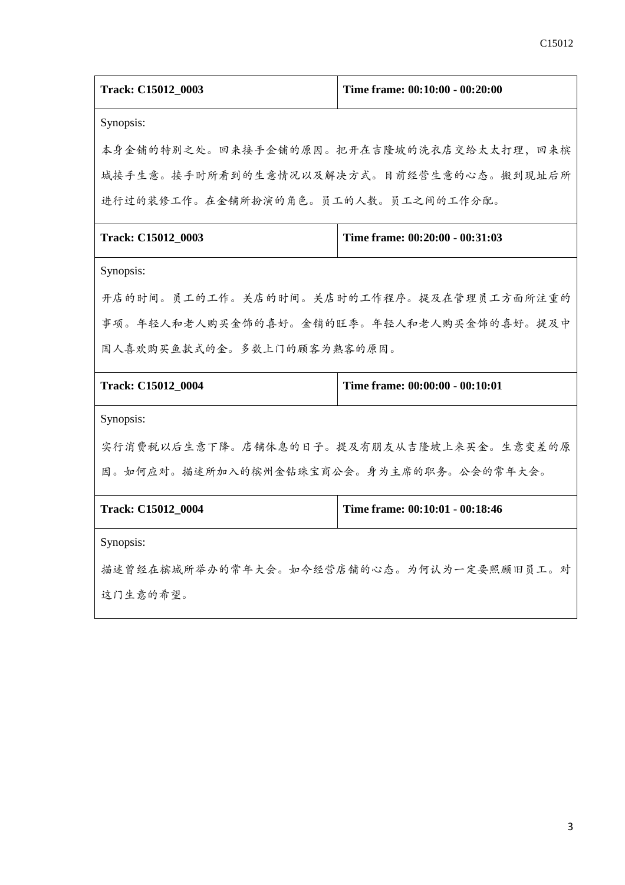| **Track: C15012_0003** | **Time frame: 00:10:00 - 00:20:00** |
|---|---|
| Synopsis:<br>本身金铺的特别之处。回来接手金铺的原因。把开在吉隆坡的洗衣店交给太太打理，回来槟城接手生意。接手时所看到的生意情况以及解决方式。目前经营生意的心态。搬到现址后所进行过的装修工作。在金铺所扮演的角色。员工的人数。员工之间的工作分配。 | |

| **Track: C15012_0003** | **Time frame: 00:20:00 - 00:31:03** |
|---|---|
| Synopsis:<br>开店的时间。员工的工作。关店的时间。关店时的工作程序。提及在管理员工方面所注重的事项。年轻人和老人购买金饰的喜好。金铺的旺季。年轻人和老人购买金饰的喜好。提及中国人喜欢购买鱼款式的金。多数上门的顾客为熟客的原因。 | |

| **Track: C15012_0004** | **Time frame: 00:00:00 - 00:10:01** |
|---|---|
| Synopsis:<br>实行消费税以后生意下降。店铺休息的日子。提及有朋友从吉隆坡上来买金。生意变差的原因。如何应对。描述所加入的槟州金钻珠宝商公会。身为主席的职务。公会的常年大会。 | |

| **Track: C15012_0004** | **Time frame: 00:10:01 - 00:18:46** |
|---|---|
| Synopsis:<br>描述曾经在槟城所举办的常年大会。如今经营店铺的心态。为何认为一定要照顾旧员工。对这门生意的希望。 | |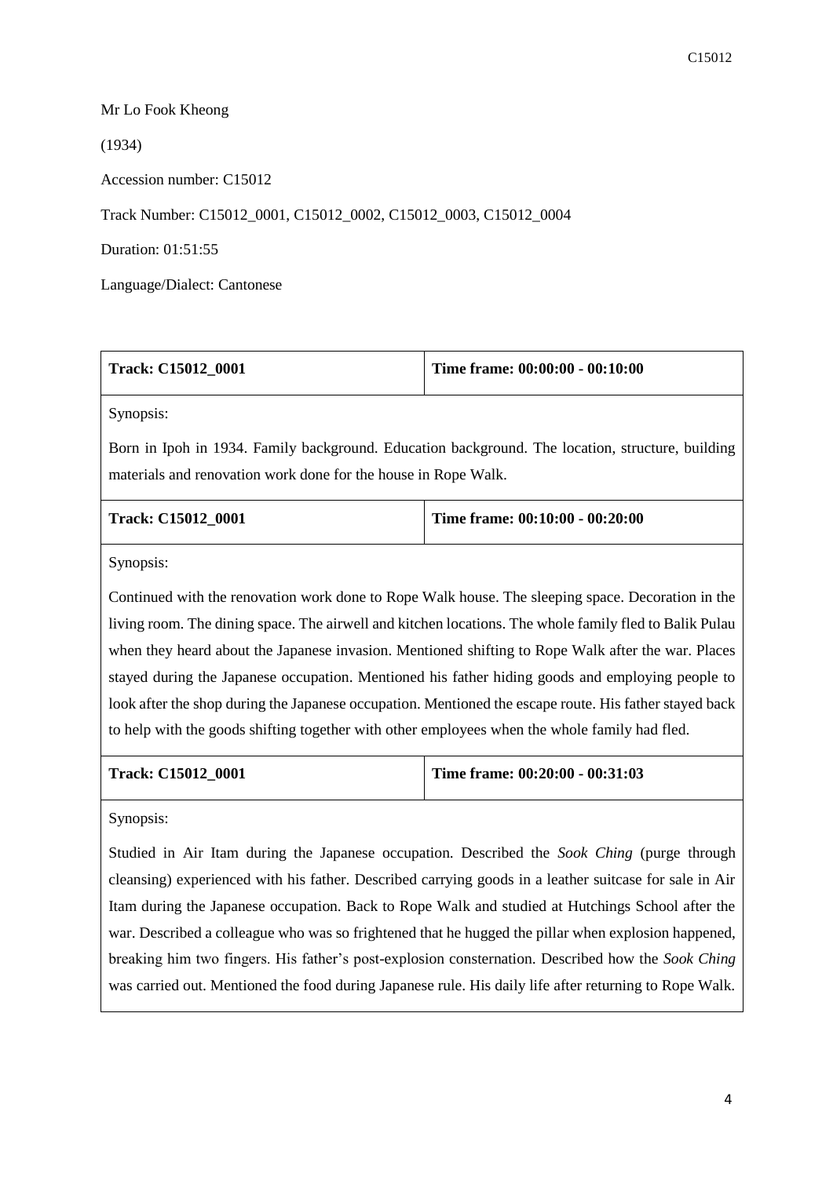Mr Lo Fook Kheong

(1934)

Accession number: C15012

Track Number: C15012_0001, C15012_0002, C15012_0003, C15012_0004

Duration: 01:51:55

Language/Dialect: Cantonese

| **Track: C15012_0001** | **Time frame: 00:00:00 - 00:10:00** |
|---|---|
| Synopsis:<br><br>Born in Ipoh in 1934. Family background. Education background. The location, structure, building materials and renovation work done for the house in Rope Walk. | |
| **Track: C15012_0001** | **Time frame: 00:10:00 - 00:20:00** |
| Synopsis:<br><br>Continued with the renovation work done to Rope Walk house. The sleeping space. Decoration in the living room. The dining space. The airwell and kitchen locations. The whole family fled to Balik Pulau when they heard about the Japanese invasion. Mentioned shifting to Rope Walk after the war. Places stayed during the Japanese occupation. Mentioned his father hiding goods and employing people to look after the shop during the Japanese occupation. Mentioned the escape route. His father stayed back to help with the goods shifting together with other employees when the whole family had fled. | |
| **Track: C15012_0001** | **Time frame: 00:20:00 - 00:31:03** |
| Synopsis:<br><br>Studied in Air Itam during the Japanese occupation. Described the *Sook Ching* (purge through cleansing) experienced with his father. Described carrying goods in a leather suitcase for sale in Air Itam during the Japanese occupation. Back to Rope Walk and studied at Hutchings School after the war. Described a colleague who was so frightened that he hugged the pillar when explosion happened, breaking him two fingers. His father's post-explosion consternation. Described how the *Sook Ching* was carried out. Mentioned the food during Japanese rule. His daily life after returning to Rope Walk. | |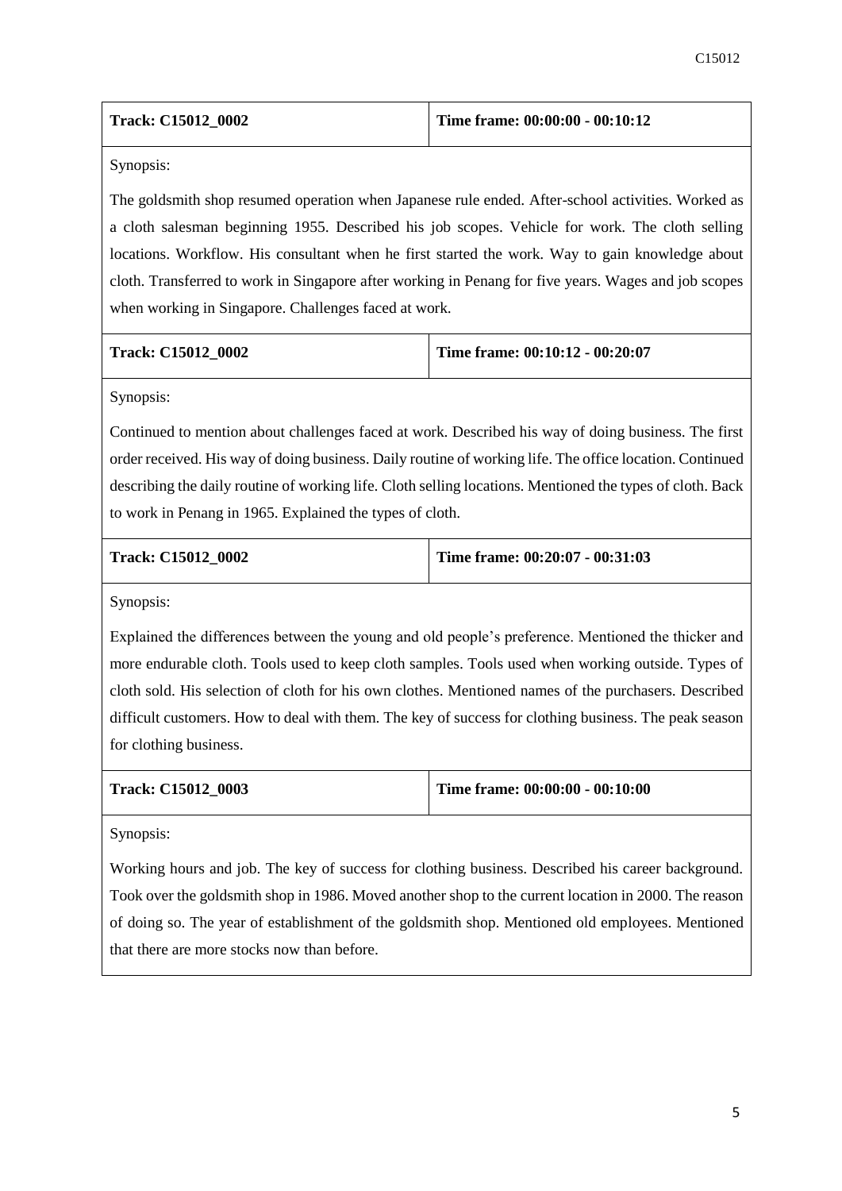| **Track: C15012_0002** | **Time frame: 00:00:00 - 00:10:12** |
|---|---|

Synopsis:

The goldsmith shop resumed operation when Japanese rule ended. After-school activities. Worked as a cloth salesman beginning 1955. Described his job scopes. Vehicle for work. The cloth selling locations. Workflow. His consultant when he first started the work. Way to gain knowledge about cloth. Transferred to work in Singapore after working in Penang for five years. Wages and job scopes when working in Singapore. Challenges faced at work.

| **Track: C15012_0002** | **Time frame: 00:10:12 - 00:20:07** |
|---|---|

Synopsis:

Continued to mention about challenges faced at work. Described his way of doing business. The first order received. His way of doing business. Daily routine of working life. The office location. Continued describing the daily routine of working life. Cloth selling locations. Mentioned the types of cloth. Back to work in Penang in 1965. Explained the types of cloth.

| **Track: C15012_0002** | **Time frame: 00:20:07 - 00:31:03** |
|---|---|

Synopsis:

Explained the differences between the young and old people's preference. Mentioned the thicker and more endurable cloth. Tools used to keep cloth samples. Tools used when working outside. Types of cloth sold. His selection of cloth for his own clothes. Mentioned names of the purchasers. Described difficult customers. How to deal with them. The key of success for clothing business. The peak season for clothing business.

| **Track: C15012_0003** | **Time frame: 00:00:00 - 00:10:00** |
|---|---|

Synopsis:

Working hours and job. The key of success for clothing business. Described his career background. Took over the goldsmith shop in 1986. Moved another shop to the current location in 2000. The reason of doing so. The year of establishment of the goldsmith shop. Mentioned old employees. Mentioned that there are more stocks now than before.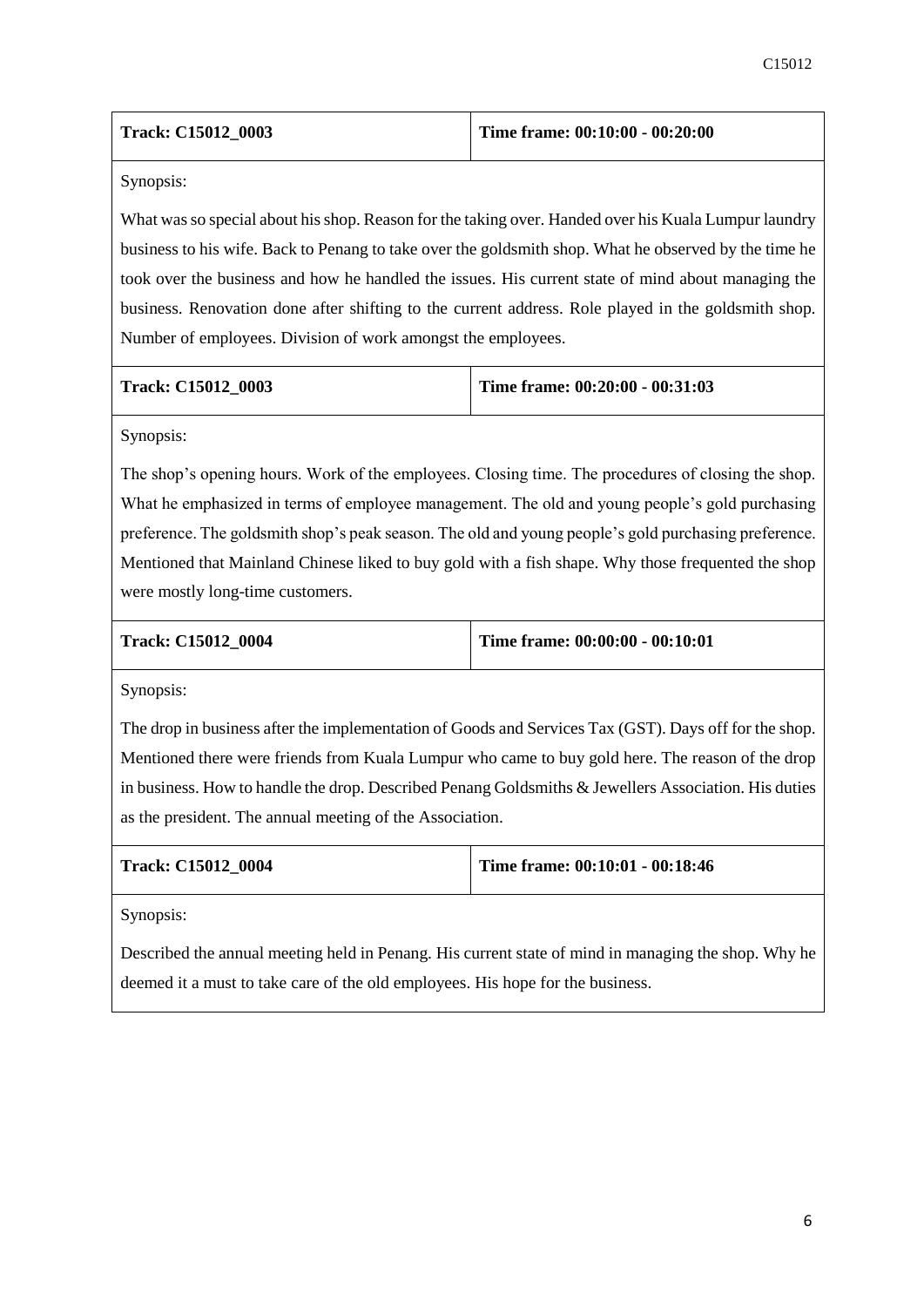| Track: C15012_0003 | Time frame: 00:10:00 - 00:20:00 |
| --- | --- |

Synopsis:

What was so special about his shop. Reason for the taking over. Handed over his Kuala Lumpur laundry business to his wife. Back to Penang to take over the goldsmith shop. What he observed by the time he took over the business and how he handled the issues. His current state of mind about managing the business. Renovation done after shifting to the current address. Role played in the goldsmith shop. Number of employees. Division of work amongst the employees.

| Track: C15012_0003 | Time frame: 00:20:00 - 00:31:03 |
| --- | --- |

Synopsis:

The shop's opening hours. Work of the employees. Closing time. The procedures of closing the shop. What he emphasized in terms of employee management. The old and young people's gold purchasing preference. The goldsmith shop's peak season. The old and young people's gold purchasing preference. Mentioned that Mainland Chinese liked to buy gold with a fish shape. Why those frequented the shop were mostly long-time customers.

| Track: C15012_0004 | Time frame: 00:00:00 - 00:10:01 |
| --- | --- |

Synopsis:

The drop in business after the implementation of Goods and Services Tax (GST). Days off for the shop. Mentioned there were friends from Kuala Lumpur who came to buy gold here. The reason of the drop in business. How to handle the drop. Described Penang Goldsmiths & Jewellers Association. His duties as the president. The annual meeting of the Association.

| Track: C15012_0004 | Time frame: 00:10:01 - 00:18:46 |
| --- | --- |

Synopsis:

Described the annual meeting held in Penang. His current state of mind in managing the shop. Why he deemed it a must to take care of the old employees. His hope for the business.